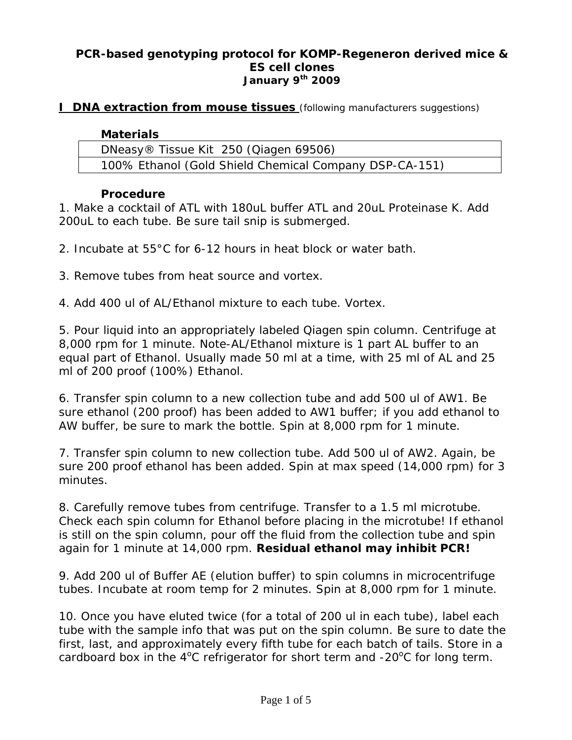**PCR-based genotyping protocol for KOMP-Regeneron derived mice & ES cell clones**
**January 9th 2009**

## I DNA extraction from mouse tissues (following manufacturers suggestions)

**Materials**

| Materials |
|---|
| DNeasy® Tissue Kit 250 (Qiagen 69506) |
| 100% Ethanol (Gold Shield Chemical Company DSP-CA-151) |

**Procedure**

1. Make a cocktail of ATL with 180uL buffer ATL and 20uL Proteinase K. Add 200uL to each tube. Be sure tail snip is submerged.

2. Incubate at 55°C for 6-12 hours in heat block or water bath.

3. Remove tubes from heat source and vortex.

4. Add 400 ul of AL/Ethanol mixture to each tube. Vortex.

5. Pour liquid into an appropriately labeled Qiagen spin column. Centrifuge at 8,000 rpm for 1 minute. Note-AL/Ethanol mixture is 1 part AL buffer to an equal part of Ethanol. Usually made 50 ml at a time, with 25 ml of AL and 25 ml of 200 proof (100%) Ethanol.

6. Transfer spin column to a new collection tube and add 500 ul of AW1. Be sure ethanol (200 proof) has been added to AW1 buffer; if you add ethanol to AW buffer, be sure to mark the bottle. Spin at 8,000 rpm for 1 minute.

7. Transfer spin column to new collection tube. Add 500 ul of AW2. Again, be sure 200 proof ethanol has been added. Spin at max speed (14,000 rpm) for 3 minutes.

8. Carefully remove tubes from centrifuge. Transfer to a 1.5 ml microtube. Check each spin column for Ethanol before placing in the microtube! If ethanol is still on the spin column, pour off the fluid from the collection tube and spin again for 1 minute at 14,000 rpm. **Residual ethanol may inhibit PCR!**

9. Add 200 ul of Buffer AE (elution buffer) to spin columns in microcentrifuge tubes. Incubate at room temp for 2 minutes. Spin at 8,000 rpm for 1 minute.

10. Once you have eluted twice (for a total of 200 ul in each tube), label each tube with the sample info that was put on the spin column. Be sure to date the first, last, and approximately every fifth tube for each batch of tails. Store in a cardboard box in the 4°C refrigerator for short term and -20°C for long term.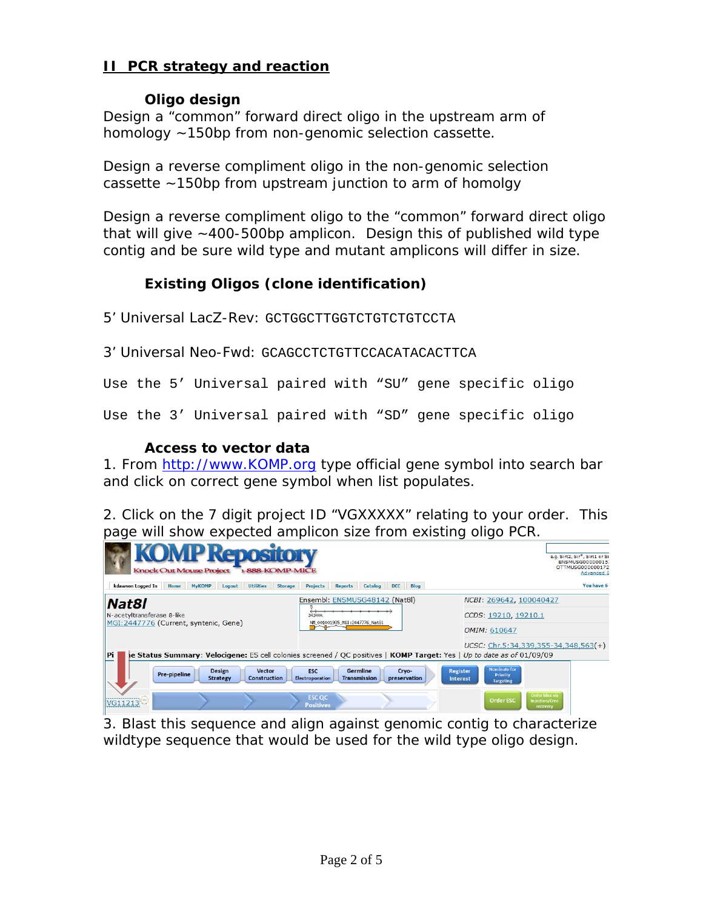## II PCR strategy and reaction

### Oligo design

Design a "common" forward direct oligo in the upstream arm of homology ~150bp from non-genomic selection cassette.

Design a reverse compliment oligo in the non-genomic selection cassette ~150bp from upstream junction to arm of homolgy

Design a reverse compliment oligo to the "common" forward direct oligo that will give ~400-500bp amplicon. Design this of published wild type contig and be sure wild type and mutant amplicons will differ in size.

### Existing Oligos (clone identification)

5' Universal LacZ-Rev: `GCTGGCTTGGTCTGTCTGTCCTA`

3' Universal Neo-Fwd: `GCAGCCTCTGTTCCACATACACTTCA`

```
Use the 5' Universal paired with "SU" gene specific oligo

Use the 3' Universal paired with "SD" gene specific oligo
```

### Access to vector data

1. From http://www.KOMP.org type official gene symbol into search bar and click on correct gene symbol when list populates.

2. Click on the 7 digit project ID "VGXXXXX" relating to your order. This page will show expected amplicon size from existing oligo PCR.

3. Blast this sequence and align against genomic contig to characterize wildtype sequence that would be used for the wild type oligo design.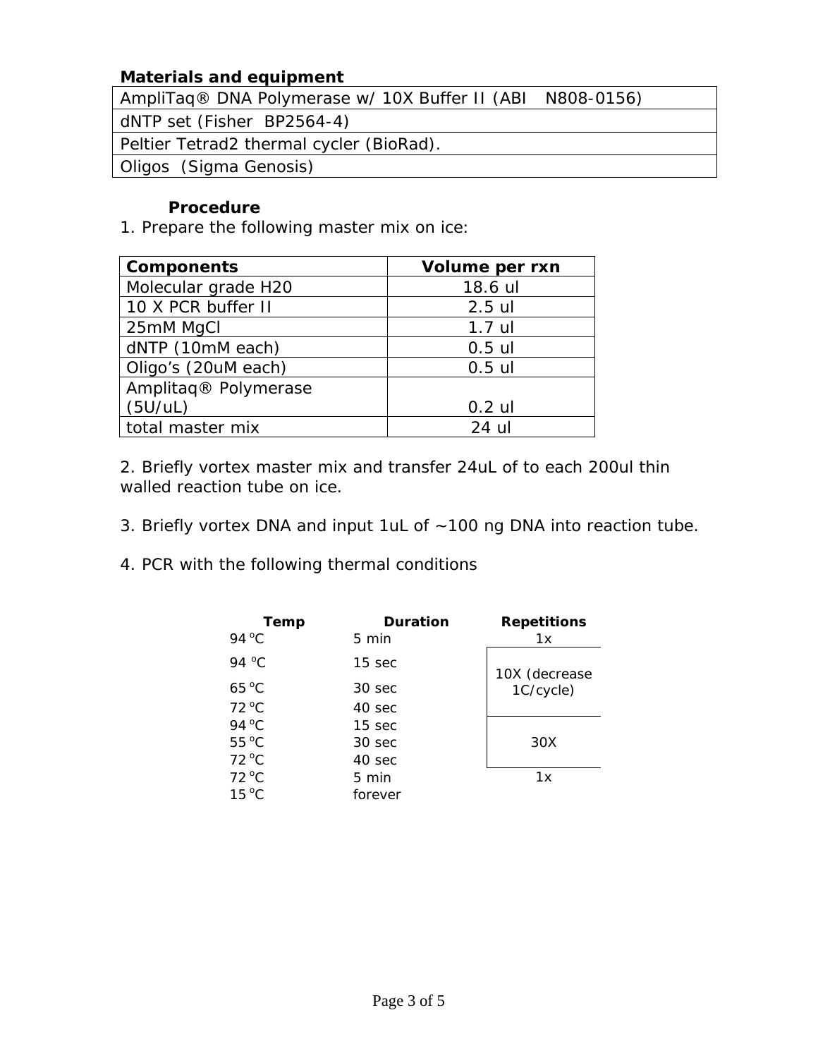## Materials and equipment

| AmpliTaq® DNA Polymerase w/ 10X Buffer II (ABI N808-0156) |
|---|
| dNTP set (Fisher BP2564-4) |
| Peltier Tetrad2 thermal cycler (BioRad). |
| Oligos (Sigma Genosis) |

### Procedure

1. Prepare the following master mix on ice:

| Components | Volume per rxn |
|---|---|
| Molecular grade H20 | 18.6 ul |
| 10 X PCR buffer II | 2.5 ul |
| 25mM MgCl | 1.7 ul |
| dNTP (10mM each) | 0.5 ul |
| Oligo's (20uM each) | 0.5 ul |
| Amplitaq® Polymerase (5U/uL) | 0.2 ul |
| total master mix | 24 ul |

2. Briefly vortex master mix and transfer 24uL of to each 200ul thin walled reaction tube on ice.

3. Briefly vortex DNA and input 1uL of ~100 ng DNA into reaction tube.

4. PCR with the following thermal conditions

| Temp | Duration | Repetitions |
|---|---|---|
| 94 °C | 5 min | 1x |
| 94 °C | 15 sec | 10X (decrease 1C/cycle) |
| 65 °C | 30 sec | |
| 72 °C | 40 sec | |
| 94 °C | 15 sec | 30X |
| 55 °C | 30 sec | |
| 72 °C | 40 sec | |
| 72 °C | 5 min | 1x |
| 15 °C | forever | |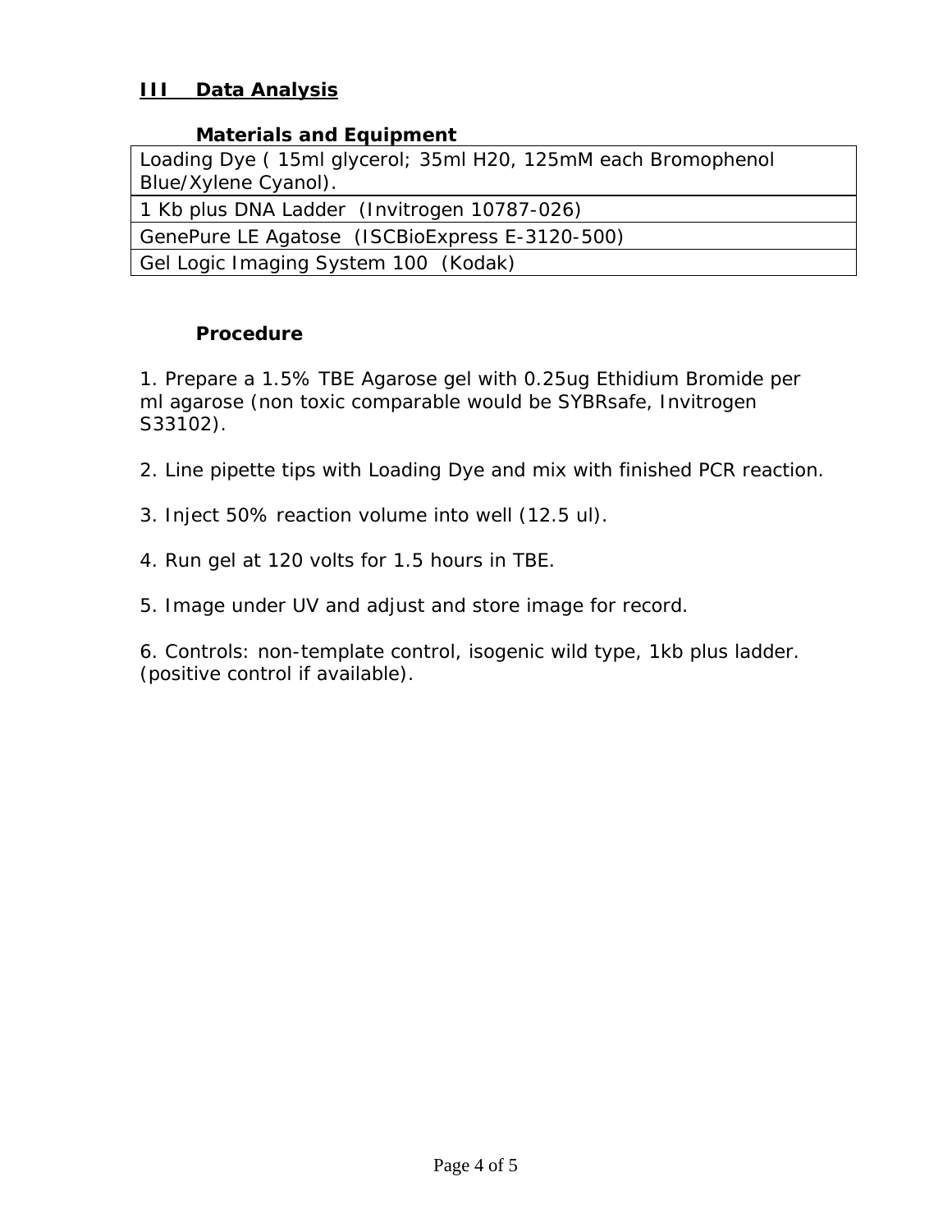## III Data Analysis

### Materials and Equipment

| Loading Dye ( 15ml glycerol; 35ml H20, 125mM each Bromophenol Blue/Xylene Cyanol). |
|---|
| 1 Kb plus DNA Ladder (Invitrogen 10787-026) |
| GenePure LE Agatose (ISCBioExpress E-3120-500) |
| Gel Logic Imaging System 100 (Kodak) |

### Procedure

1. Prepare a 1.5% TBE Agarose gel with 0.25ug Ethidium Bromide per ml agarose (non toxic comparable would be SYBRsafe, Invitrogen S33102).

2. Line pipette tips with Loading Dye and mix with finished PCR reaction.

3. Inject 50% reaction volume into well (12.5 ul).

4. Run gel at 120 volts for 1.5 hours in TBE.

5. Image under UV and adjust and store image for record.

6. Controls: non-template control, isogenic wild type, 1kb plus ladder. (positive control if available).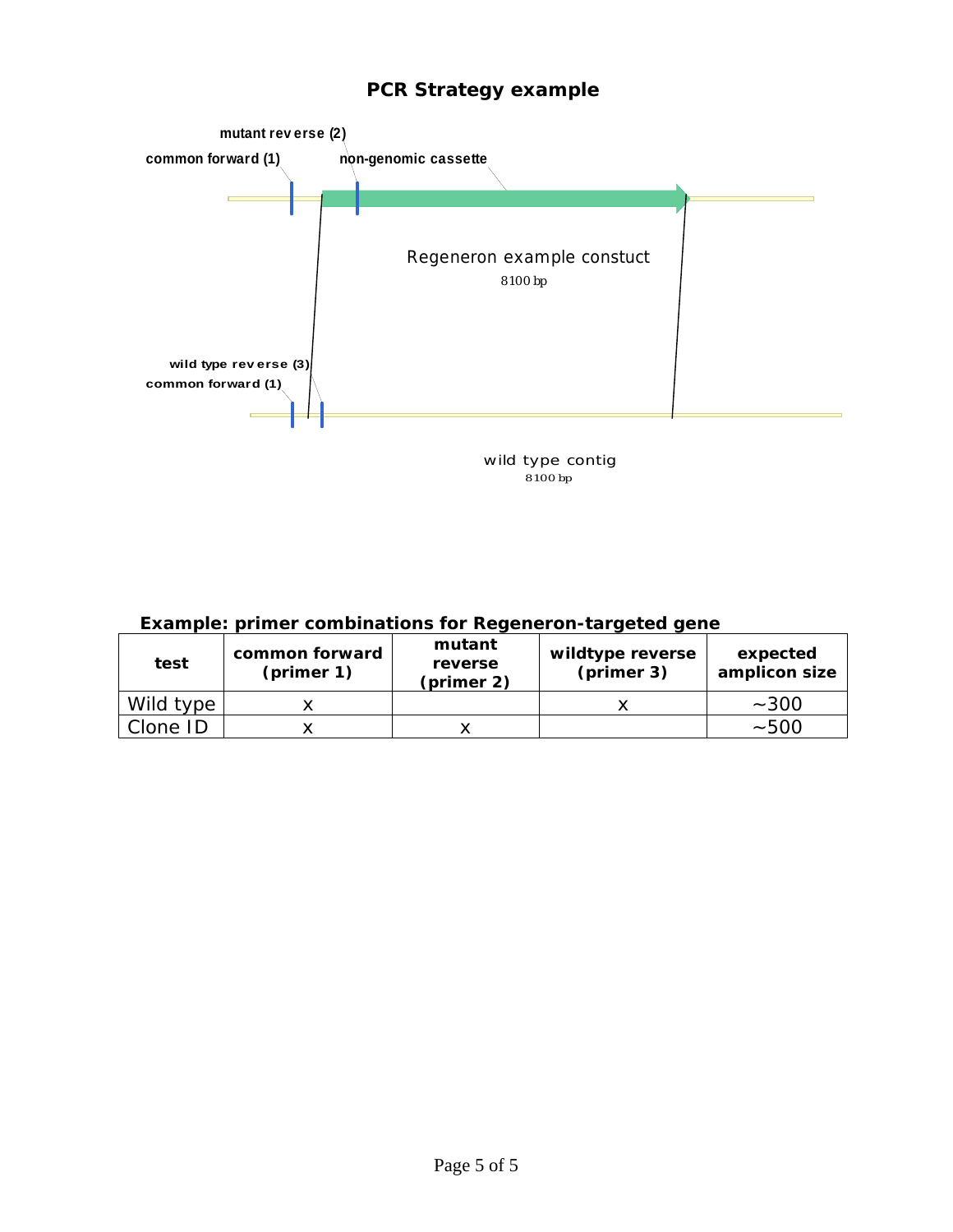# PCR Strategy example

mutant reverse (2)

common forward (1)

non-genomic cassette

Regeneron example constuct

8100 bp

wild type reverse (3)

common forward (1)

wild type contig

8100 bp

**Example: primer combinations for Regeneron-targeted gene**

| test | common forward (primer 1) | mutant reverse (primer 2) | wildtype reverse (primer 3) | expected amplicon size |
|---|---|---|---|---|
| Wild type | x | | x | ~300 |
| Clone ID | x | x | | ~500 |